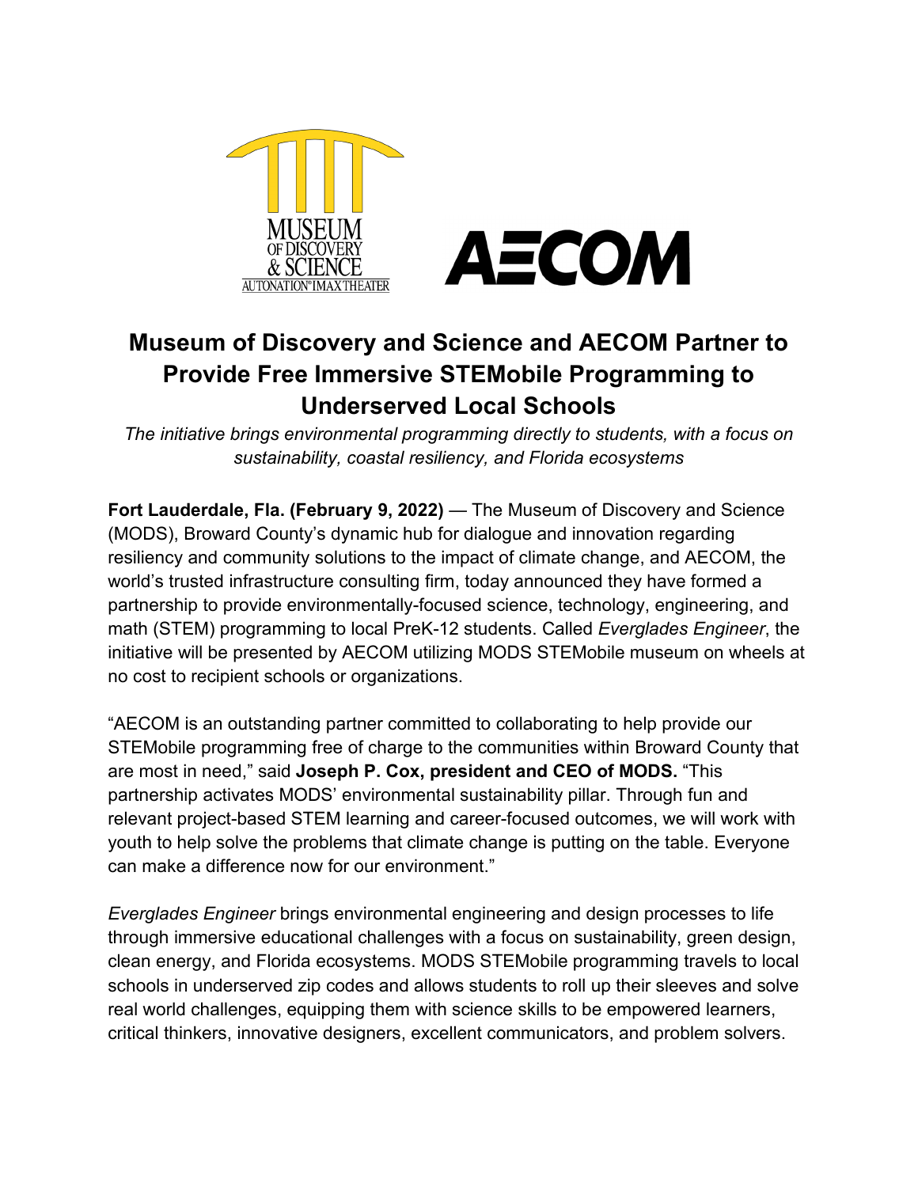# Museum of Discovery and Science and AECOM Partner to Provide Free Immersive STEMobile Programming to Underserved Local Schools

*The initiative brings environmental programming directly to students, with a focus on sustainability, coastal resiliency, and Florida ecosystems*

**Fort Lauderdale, Fla. (February 9, 2022)** — The Museum of Discovery and Science (MODS), Broward County's dynamic hub for dialogue and innovation regarding resiliency and community solutions to the impact of climate change, and AECOM, the world's trusted infrastructure consulting firm, today announced they have formed a partnership to provide environmentally-focused science, technology, engineering, and math (STEM) programming to local PreK-12 students. Called *Everglades Engineer*, the initiative will be presented by AECOM utilizing MODS STEMobile museum on wheels at no cost to recipient schools or organizations.

"AECOM is an outstanding partner committed to collaborating to help provide our STEMobile programming free of charge to the communities within Broward County that are most in need," said **Joseph P. Cox, president and CEO of MODS.** "This partnership activates MODS' environmental sustainability pillar. Through fun and relevant project-based STEM learning and career-focused outcomes, we will work with youth to help solve the problems that climate change is putting on the table. Everyone can make a difference now for our environment."

*Everglades Engineer* brings environmental engineering and design processes to life through immersive educational challenges with a focus on sustainability, green design, clean energy, and Florida ecosystems. MODS STEMobile programming travels to local schools in underserved zip codes and allows students to roll up their sleeves and solve real world challenges, equipping them with science skills to be empowered learners, critical thinkers, innovative designers, excellent communicators, and problem solvers.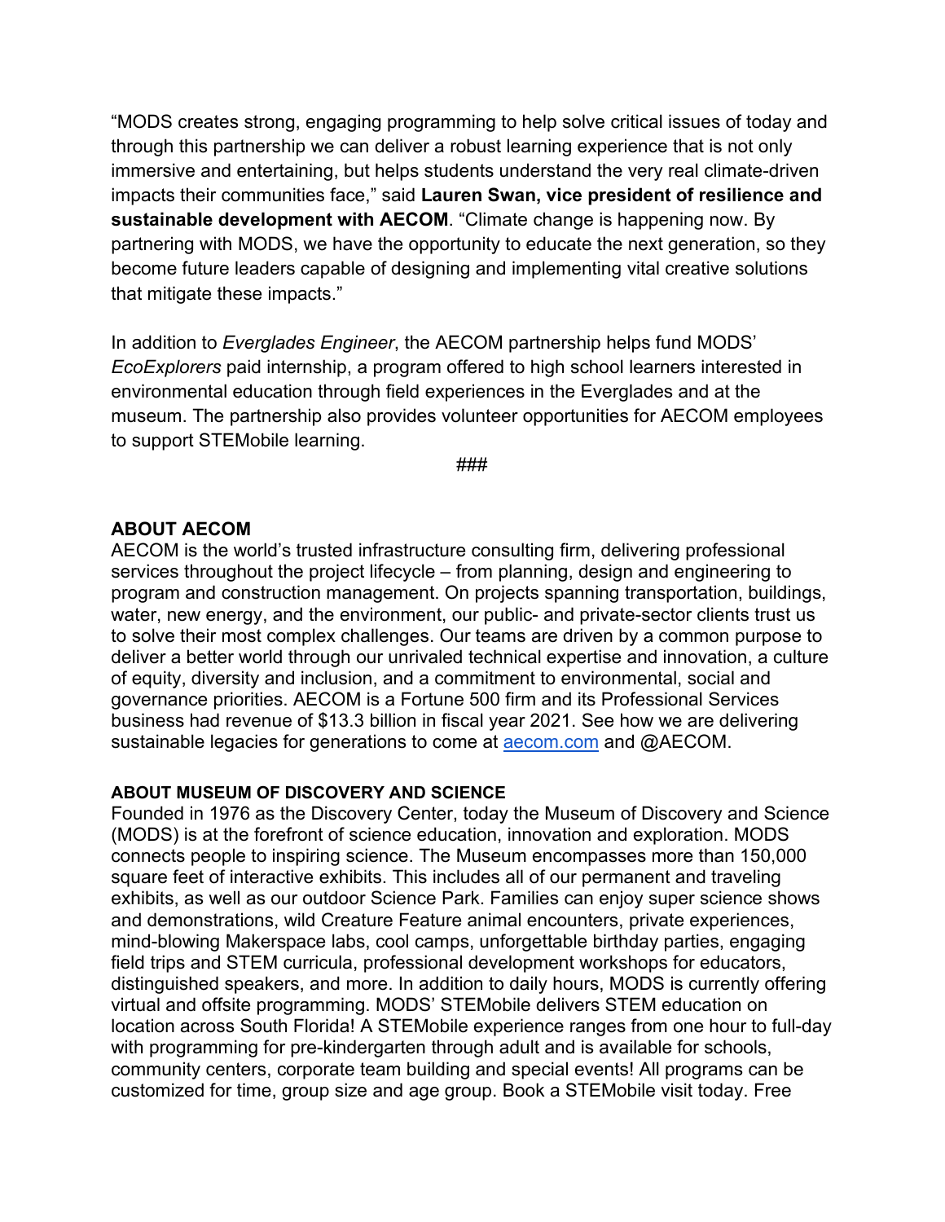"MODS creates strong, engaging programming to help solve critical issues of today and through this partnership we can deliver a robust learning experience that is not only immersive and entertaining, but helps students understand the very real climate-driven impacts their communities face," said **Lauren Swan, vice president of resilience and sustainable development with AECOM**. "Climate change is happening now. By partnering with MODS, we have the opportunity to educate the next generation, so they become future leaders capable of designing and implementing vital creative solutions that mitigate these impacts."

In addition to *Everglades Engineer*, the AECOM partnership helps fund MODS' *EcoExplorers* paid internship, a program offered to high school learners interested in environmental education through field experiences in the Everglades and at the museum. The partnership also provides volunteer opportunities for AECOM employees to support STEMobile learning.

###

**ABOUT AECOM**

AECOM is the world's trusted infrastructure consulting firm, delivering professional services throughout the project lifecycle – from planning, design and engineering to program and construction management. On projects spanning transportation, buildings, water, new energy, and the environment, our public- and private-sector clients trust us to solve their most complex challenges. Our teams are driven by a common purpose to deliver a better world through our unrivaled technical expertise and innovation, a culture of equity, diversity and inclusion, and a commitment to environmental, social and governance priorities. AECOM is a Fortune 500 firm and its Professional Services business had revenue of $13.3 billion in fiscal year 2021. See how we are delivering sustainable legacies for generations to come at [aecom.com](aecom.com) and @AECOM.

**ABOUT MUSEUM OF DISCOVERY AND SCIENCE**

Founded in 1976 as the Discovery Center, today the Museum of Discovery and Science (MODS) is at the forefront of science education, innovation and exploration. MODS connects people to inspiring science. The Museum encompasses more than 150,000 square feet of interactive exhibits. This includes all of our permanent and traveling exhibits, as well as our outdoor Science Park. Families can enjoy super science shows and demonstrations, wild Creature Feature animal encounters, private experiences, mind-blowing Makerspace labs, cool camps, unforgettable birthday parties, engaging field trips and STEM curricula, professional development workshops for educators, distinguished speakers, and more. In addition to daily hours, MODS is currently offering virtual and offsite programming. MODS' STEMobile delivers STEM education on location across South Florida! A STEMobile experience ranges from one hour to full-day with programming for pre-kindergarten through adult and is available for schools, community centers, corporate team building and special events! All programs can be customized for time, group size and age group. Book a STEMobile visit today. Free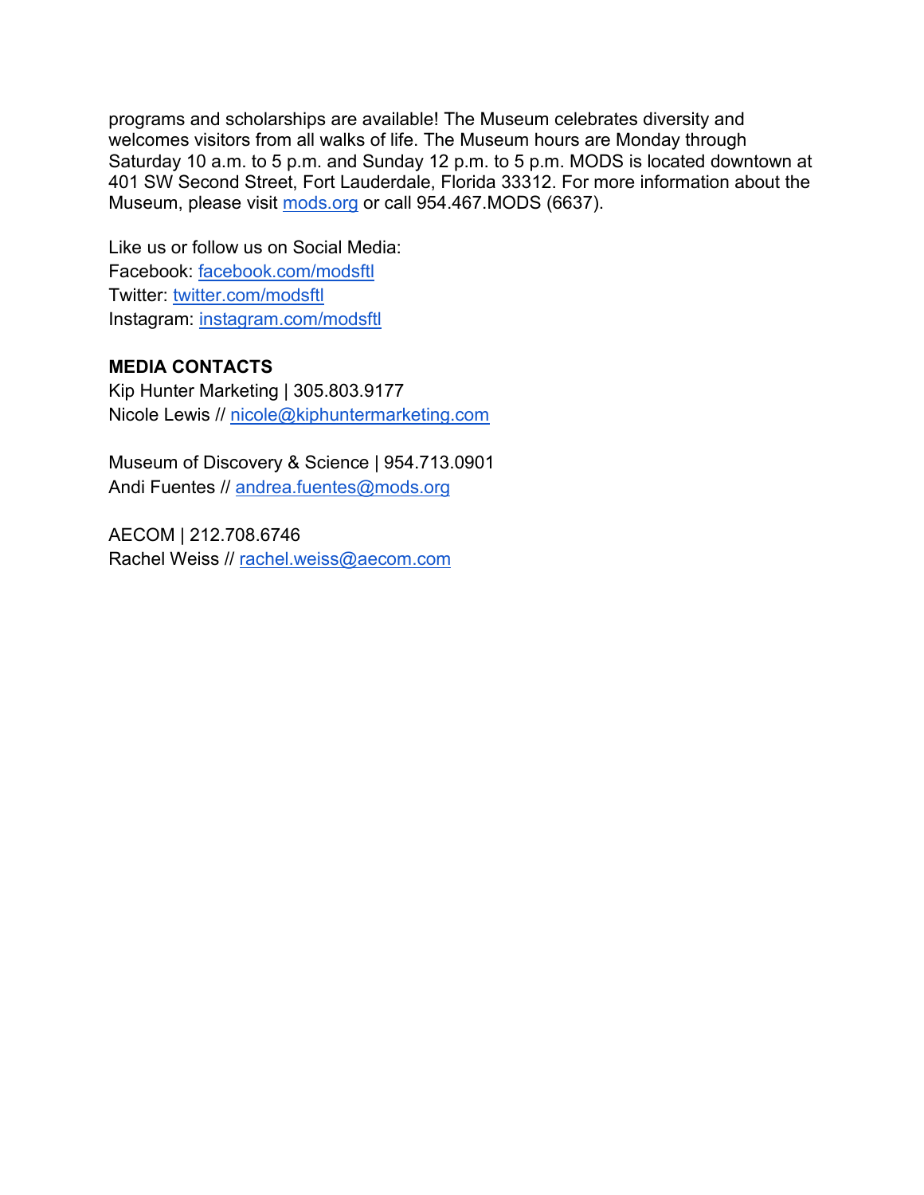programs and scholarships are available! The Museum celebrates diversity and welcomes visitors from all walks of life. The Museum hours are Monday through Saturday 10 a.m. to 5 p.m. and Sunday 12 p.m. to 5 p.m. MODS is located downtown at 401 SW Second Street, Fort Lauderdale, Florida 33312. For more information about the Museum, please visit mods.org or call 954.467.MODS (6637).

Like us or follow us on Social Media:
Facebook: facebook.com/modsftl
Twitter: twitter.com/modsftl
Instagram: instagram.com/modsftl

**MEDIA CONTACTS**
Kip Hunter Marketing | 305.803.9177
Nicole Lewis // nicole@kiphuntermarketing.com

Museum of Discovery & Science | 954.713.0901
Andi Fuentes // andrea.fuentes@mods.org

AECOM | 212.708.6746
Rachel Weiss // rachel.weiss@aecom.com